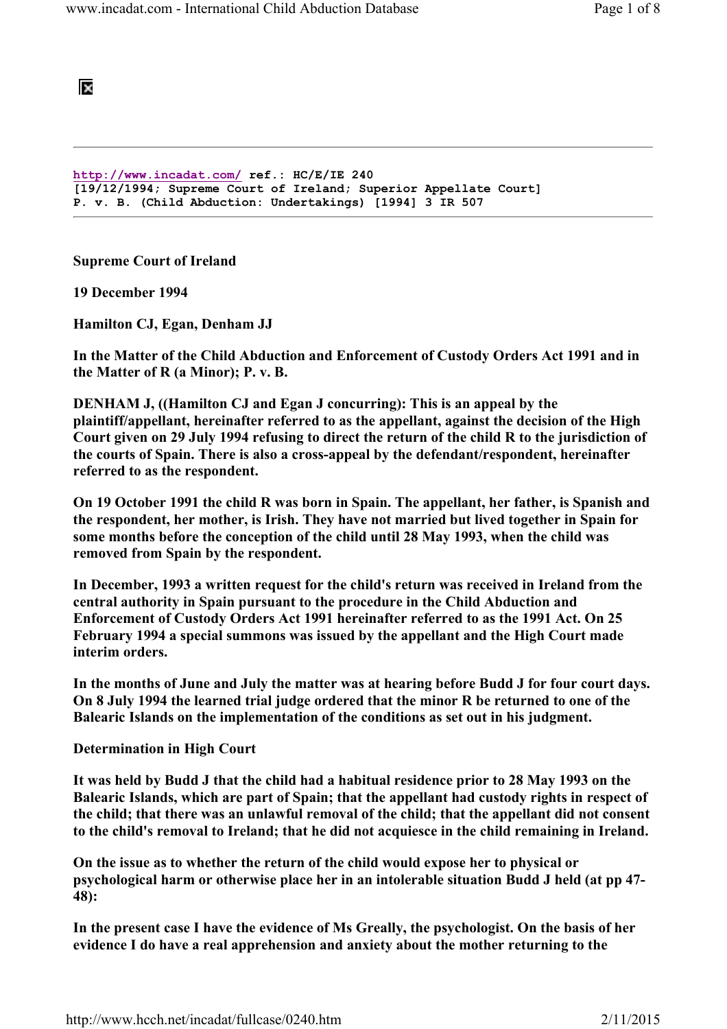http://www.incadat.com/ ref.: HC/E/IE 240
[19/12/1994; Supreme Court of Ireland; Superior Appellate Court]
P. v. B. (Child Abduction: Undertakings) [1994] 3 IR 507

**Supreme Court of Ireland**

**19 December 1994**

**Hamilton CJ, Egan, Denham JJ**

**In the Matter of the Child Abduction and Enforcement of Custody Orders Act 1991 and in the Matter of R (a Minor); P. v. B.**

**DENHAM J, ((Hamilton CJ and Egan J concurring): This is an appeal by the plaintiff/appellant, hereinafter referred to as the appellant, against the decision of the High Court given on 29 July 1994 refusing to direct the return of the child R to the jurisdiction of the courts of Spain. There is also a cross-appeal by the defendant/respondent, hereinafter referred to as the respondent.**

**On 19 October 1991 the child R was born in Spain. The appellant, her father, is Spanish and the respondent, her mother, is Irish. They have not married but lived together in Spain for some months before the conception of the child until 28 May 1993, when the child was removed from Spain by the respondent.**

**In December, 1993 a written request for the child's return was received in Ireland from the central authority in Spain pursuant to the procedure in the Child Abduction and Enforcement of Custody Orders Act 1991 hereinafter referred to as the 1991 Act. On 25 February 1994 a special summons was issued by the appellant and the High Court made interim orders.**

**In the months of June and July the matter was at hearing before Budd J for four court days. On 8 July 1994 the learned trial judge ordered that the minor R be returned to one of the Balearic Islands on the implementation of the conditions as set out in his judgment.**

**Determination in High Court**

**It was held by Budd J that the child had a habitual residence prior to 28 May 1993 on the Balearic Islands, which are part of Spain; that the appellant had custody rights in respect of the child; that there was an unlawful removal of the child; that the appellant did not consent to the child's removal to Ireland; that he did not acquiesce in the child remaining in Ireland.**

**On the issue as to whether the return of the child would expose her to physical or psychological harm or otherwise place her in an intolerable situation Budd J held (at pp 47-48):**

**In the present case I have the evidence of Ms Greally, the psychologist. On the basis of her evidence I do have a real apprehension and anxiety about the mother returning to the**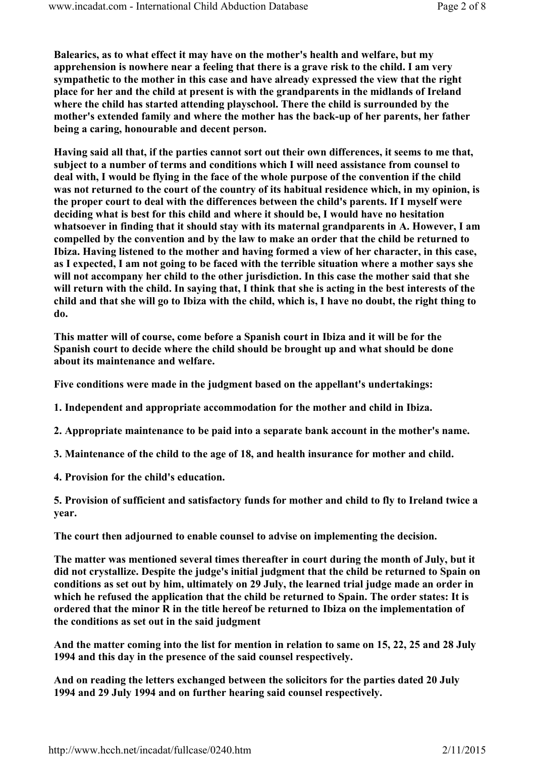**Balearics, as to what effect it may have on the mother's health and welfare, but my apprehension is nowhere near a feeling that there is a grave risk to the child. I am very sympathetic to the mother in this case and have already expressed the view that the right place for her and the child at present is with the grandparents in the midlands of Ireland where the child has started attending playschool. There the child is surrounded by the mother's extended family and where the mother has the back-up of her parents, her father being a caring, honourable and decent person.**

**Having said all that, if the parties cannot sort out their own differences, it seems to me that, subject to a number of terms and conditions which I will need assistance from counsel to deal with, I would be flying in the face of the whole purpose of the convention if the child was not returned to the court of the country of its habitual residence which, in my opinion, is the proper court to deal with the differences between the child's parents. If I myself were deciding what is best for this child and where it should be, I would have no hesitation whatsoever in finding that it should stay with its maternal grandparents in A. However, I am compelled by the convention and by the law to make an order that the child be returned to Ibiza. Having listened to the mother and having formed a view of her character, in this case, as I expected, I am not going to be faced with the terrible situation where a mother says she will not accompany her child to the other jurisdiction. In this case the mother said that she will return with the child. In saying that, I think that she is acting in the best interests of the child and that she will go to Ibiza with the child, which is, I have no doubt, the right thing to do.**

**This matter will of course, come before a Spanish court in Ibiza and it will be for the Spanish court to decide where the child should be brought up and what should be done about its maintenance and welfare.**

**Five conditions were made in the judgment based on the appellant's undertakings:**

**1. Independent and appropriate accommodation for the mother and child in Ibiza.**

**2. Appropriate maintenance to be paid into a separate bank account in the mother's name.**

**3. Maintenance of the child to the age of 18, and health insurance for mother and child.**

**4. Provision for the child's education.**

**5. Provision of sufficient and satisfactory funds for mother and child to fly to Ireland twice a year.**

**The court then adjourned to enable counsel to advise on implementing the decision.**

**The matter was mentioned several times thereafter in court during the month of July, but it did not crystallize. Despite the judge's initial judgment that the child be returned to Spain on conditions as set out by him, ultimately on 29 July, the learned trial judge made an order in which he refused the application that the child be returned to Spain. The order states: It is ordered that the minor R in the title hereof be returned to Ibiza on the implementation of the conditions as set out in the said judgment**

**And the matter coming into the list for mention in relation to same on 15, 22, 25 and 28 July 1994 and this day in the presence of the said counsel respectively.**

**And on reading the letters exchanged between the solicitors for the parties dated 20 July 1994 and 29 July 1994 and on further hearing said counsel respectively.**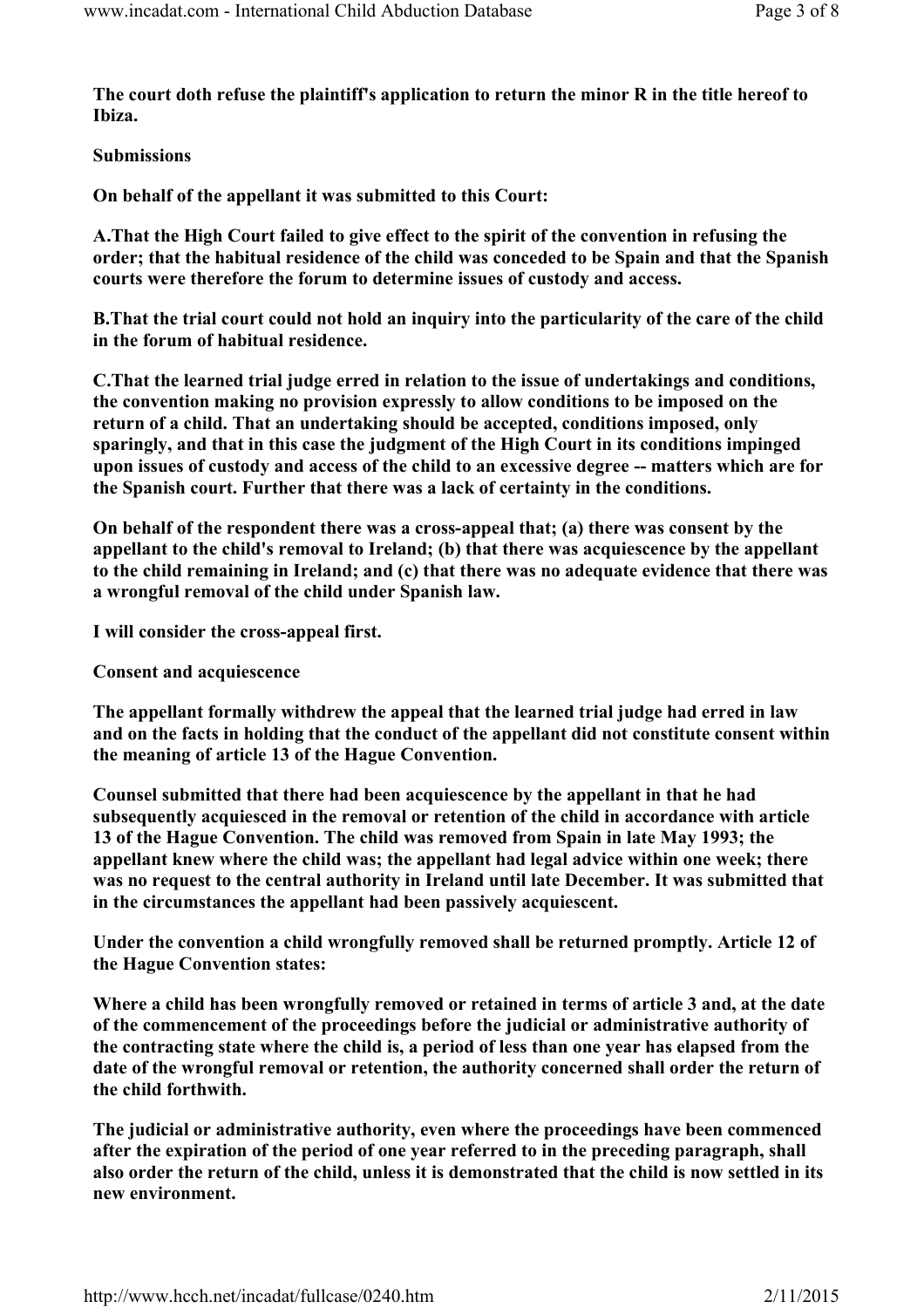**The court doth refuse the plaintiff's application to return the minor R in the title hereof to Ibiza.**

**Submissions**

**On behalf of the appellant it was submitted to this Court:**

**A.That the High Court failed to give effect to the spirit of the convention in refusing the order; that the habitual residence of the child was conceded to be Spain and that the Spanish courts were therefore the forum to determine issues of custody and access.**

**B.That the trial court could not hold an inquiry into the particularity of the care of the child in the forum of habitual residence.**

**C.That the learned trial judge erred in relation to the issue of undertakings and conditions, the convention making no provision expressly to allow conditions to be imposed on the return of a child. That an undertaking should be accepted, conditions imposed, only sparingly, and that in this case the judgment of the High Court in its conditions impinged upon issues of custody and access of the child to an excessive degree -- matters which are for the Spanish court. Further that there was a lack of certainty in the conditions.**

**On behalf of the respondent there was a cross-appeal that; (a) there was consent by the appellant to the child's removal to Ireland; (b) that there was acquiescence by the appellant to the child remaining in Ireland; and (c) that there was no adequate evidence that there was a wrongful removal of the child under Spanish law.**

**I will consider the cross-appeal first.**

**Consent and acquiescence**

**The appellant formally withdrew the appeal that the learned trial judge had erred in law and on the facts in holding that the conduct of the appellant did not constitute consent within the meaning of article 13 of the Hague Convention.**

**Counsel submitted that there had been acquiescence by the appellant in that he had subsequently acquiesced in the removal or retention of the child in accordance with article 13 of the Hague Convention. The child was removed from Spain in late May 1993; the appellant knew where the child was; the appellant had legal advice within one week; there was no request to the central authority in Ireland until late December. It was submitted that in the circumstances the appellant had been passively acquiescent.**

**Under the convention a child wrongfully removed shall be returned promptly. Article 12 of the Hague Convention states:**

**Where a child has been wrongfully removed or retained in terms of article 3 and, at the date of the commencement of the proceedings before the judicial or administrative authority of the contracting state where the child is, a period of less than one year has elapsed from the date of the wrongful removal or retention, the authority concerned shall order the return of the child forthwith.**

**The judicial or administrative authority, even where the proceedings have been commenced after the expiration of the period of one year referred to in the preceding paragraph, shall also order the return of the child, unless it is demonstrated that the child is now settled in its new environment.**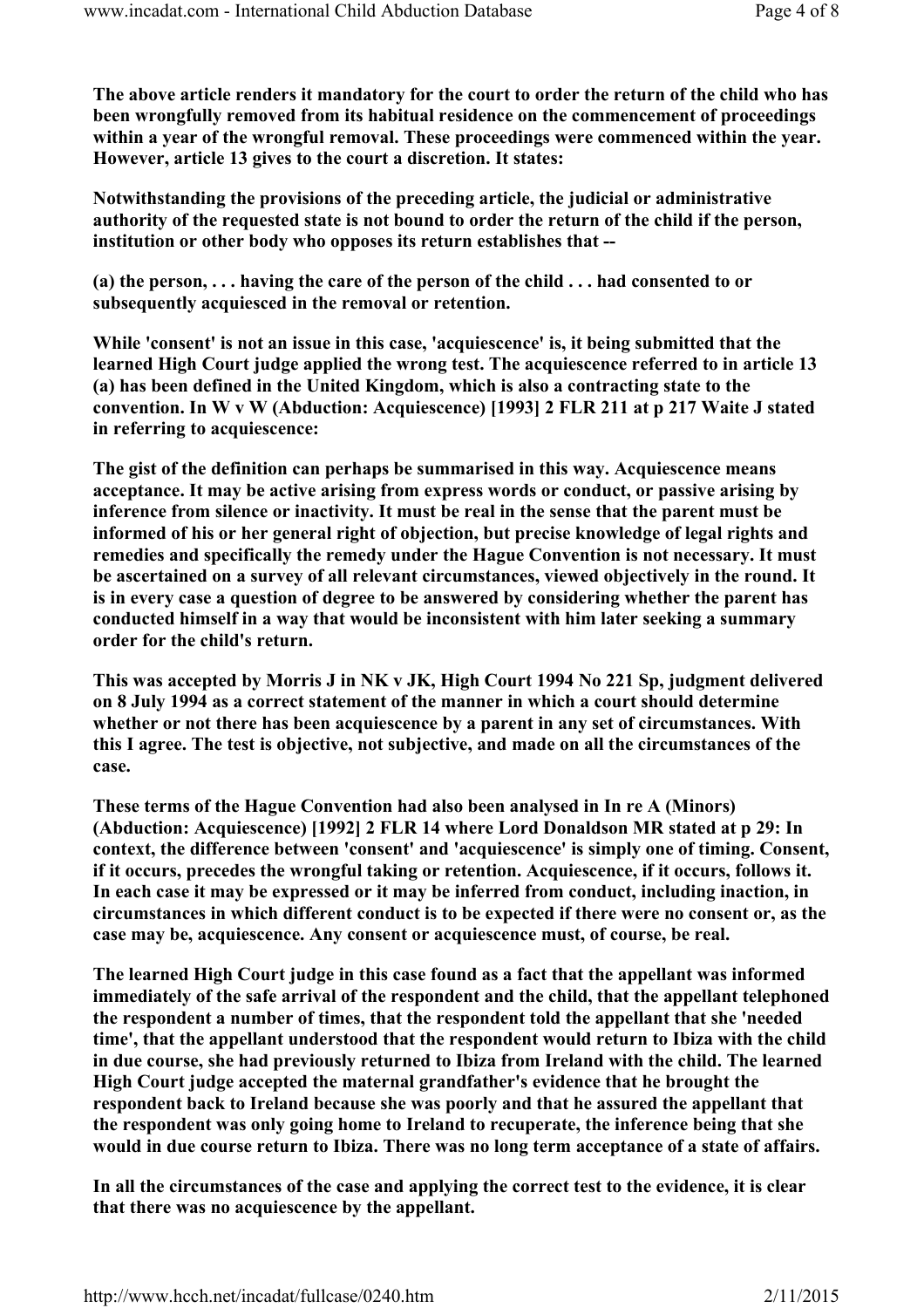**The above article renders it mandatory for the court to order the return of the child who has been wrongfully removed from its habitual residence on the commencement of proceedings within a year of the wrongful removal. These proceedings were commenced within the year. However, article 13 gives to the court a discretion. It states:**

**Notwithstanding the provisions of the preceding article, the judicial or administrative authority of the requested state is not bound to order the return of the child if the person, institution or other body who opposes its return establishes that --**

**(a) the person, . . . having the care of the person of the child . . . had consented to or subsequently acquiesced in the removal or retention.**

**While 'consent' is not an issue in this case, 'acquiescence' is, it being submitted that the learned High Court judge applied the wrong test. The acquiescence referred to in article 13 (a) has been defined in the United Kingdom, which is also a contracting state to the convention. In W v W (Abduction: Acquiescence) [1993] 2 FLR 211 at p 217 Waite J stated in referring to acquiescence:**

**The gist of the definition can perhaps be summarised in this way. Acquiescence means acceptance. It may be active arising from express words or conduct, or passive arising by inference from silence or inactivity. It must be real in the sense that the parent must be informed of his or her general right of objection, but precise knowledge of legal rights and remedies and specifically the remedy under the Hague Convention is not necessary. It must be ascertained on a survey of all relevant circumstances, viewed objectively in the round. It is in every case a question of degree to be answered by considering whether the parent has conducted himself in a way that would be inconsistent with him later seeking a summary order for the child's return.**

**This was accepted by Morris J in NK v JK, High Court 1994 No 221 Sp, judgment delivered on 8 July 1994 as a correct statement of the manner in which a court should determine whether or not there has been acquiescence by a parent in any set of circumstances. With this I agree. The test is objective, not subjective, and made on all the circumstances of the case.**

**These terms of the Hague Convention had also been analysed in In re A (Minors) (Abduction: Acquiescence) [1992] 2 FLR 14 where Lord Donaldson MR stated at p 29: In context, the difference between 'consent' and 'acquiescence' is simply one of timing. Consent, if it occurs, precedes the wrongful taking or retention. Acquiescence, if it occurs, follows it. In each case it may be expressed or it may be inferred from conduct, including inaction, in circumstances in which different conduct is to be expected if there were no consent or, as the case may be, acquiescence. Any consent or acquiescence must, of course, be real.**

**The learned High Court judge in this case found as a fact that the appellant was informed immediately of the safe arrival of the respondent and the child, that the appellant telephoned the respondent a number of times, that the respondent told the appellant that she 'needed time', that the appellant understood that the respondent would return to Ibiza with the child in due course, she had previously returned to Ibiza from Ireland with the child. The learned High Court judge accepted the maternal grandfather's evidence that he brought the respondent back to Ireland because she was poorly and that he assured the appellant that the respondent was only going home to Ireland to recuperate, the inference being that she would in due course return to Ibiza. There was no long term acceptance of a state of affairs.**

**In all the circumstances of the case and applying the correct test to the evidence, it is clear that there was no acquiescence by the appellant.**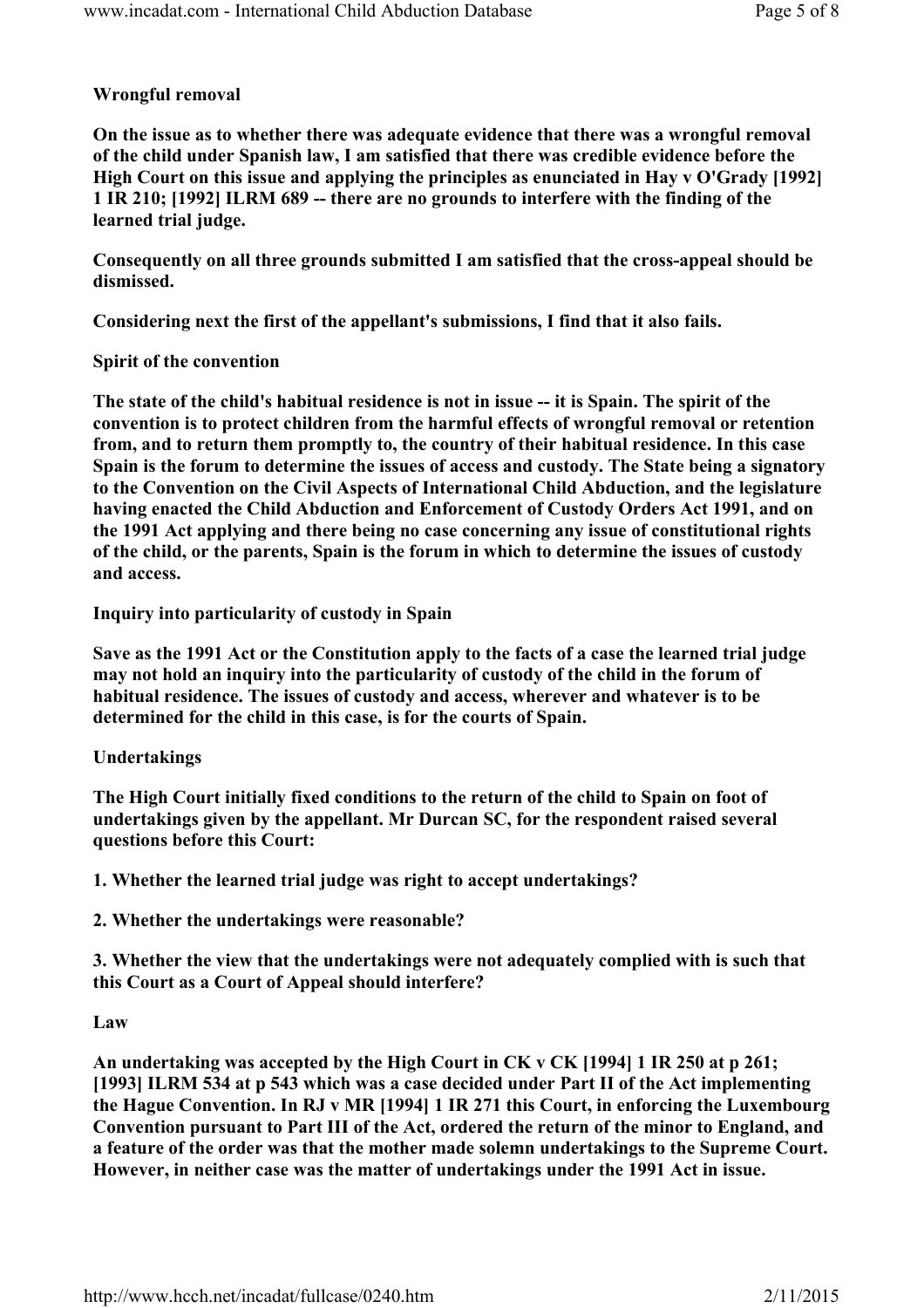**Wrongful removal**

**On the issue as to whether there was adequate evidence that there was a wrongful removal of the child under Spanish law, I am satisfied that there was credible evidence before the High Court on this issue and applying the principles as enunciated in Hay v O'Grady [1992] 1 IR 210; [1992] ILRM 689 -- there are no grounds to interfere with the finding of the learned trial judge.**

**Consequently on all three grounds submitted I am satisfied that the cross-appeal should be dismissed.**

**Considering next the first of the appellant's submissions, I find that it also fails.**

**Spirit of the convention**

**The state of the child's habitual residence is not in issue -- it is Spain. The spirit of the convention is to protect children from the harmful effects of wrongful removal or retention from, and to return them promptly to, the country of their habitual residence. In this case Spain is the forum to determine the issues of access and custody. The State being a signatory to the Convention on the Civil Aspects of International Child Abduction, and the legislature having enacted the Child Abduction and Enforcement of Custody Orders Act 1991, and on the 1991 Act applying and there being no case concerning any issue of constitutional rights of the child, or the parents, Spain is the forum in which to determine the issues of custody and access.**

**Inquiry into particularity of custody in Spain**

**Save as the 1991 Act or the Constitution apply to the facts of a case the learned trial judge may not hold an inquiry into the particularity of custody of the child in the forum of habitual residence. The issues of custody and access, wherever and whatever is to be determined for the child in this case, is for the courts of Spain.**

**Undertakings**

**The High Court initially fixed conditions to the return of the child to Spain on foot of undertakings given by the appellant. Mr Durcan SC, for the respondent raised several questions before this Court:**

**1. Whether the learned trial judge was right to accept undertakings?**

**2. Whether the undertakings were reasonable?**

**3. Whether the view that the undertakings were not adequately complied with is such that this Court as a Court of Appeal should interfere?**

**Law**

**An undertaking was accepted by the High Court in CK v CK [1994] 1 IR 250 at p 261; [1993] ILRM 534 at p 543 which was a case decided under Part II of the Act implementing the Hague Convention. In RJ v MR [1994] 1 IR 271 this Court, in enforcing the Luxembourg Convention pursuant to Part III of the Act, ordered the return of the minor to England, and a feature of the order was that the mother made solemn undertakings to the Supreme Court. However, in neither case was the matter of undertakings under the 1991 Act in issue.**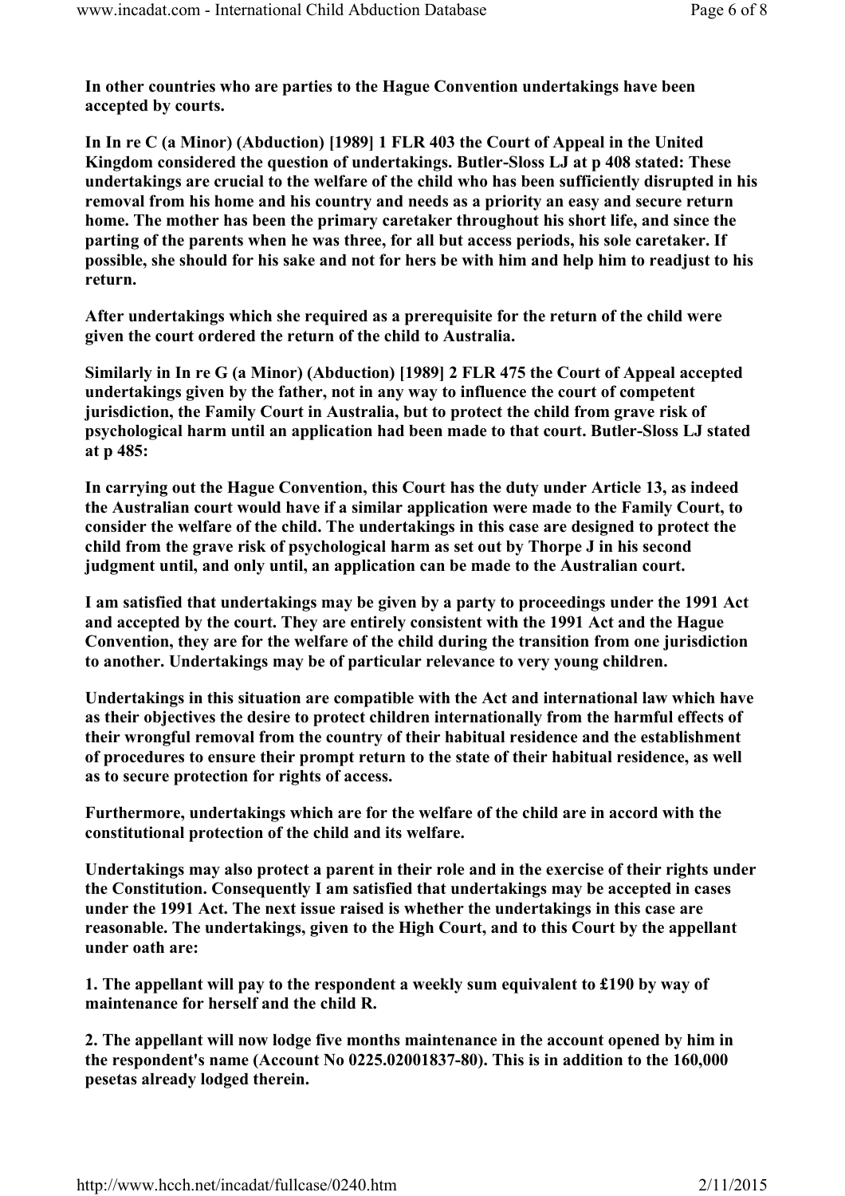**In other countries who are parties to the Hague Convention undertakings have been accepted by courts.**

**In In re C (a Minor) (Abduction) [1989] 1 FLR 403 the Court of Appeal in the United Kingdom considered the question of undertakings. Butler-Sloss LJ at p 408 stated: These undertakings are crucial to the welfare of the child who has been sufficiently disrupted in his removal from his home and his country and needs as a priority an easy and secure return home. The mother has been the primary caretaker throughout his short life, and since the parting of the parents when he was three, for all but access periods, his sole caretaker. If possible, she should for his sake and not for hers be with him and help him to readjust to his return.**

**After undertakings which she required as a prerequisite for the return of the child were given the court ordered the return of the child to Australia.**

**Similarly in In re G (a Minor) (Abduction) [1989] 2 FLR 475 the Court of Appeal accepted undertakings given by the father, not in any way to influence the court of competent jurisdiction, the Family Court in Australia, but to protect the child from grave risk of psychological harm until an application had been made to that court. Butler-Sloss LJ stated at p 485:**

**In carrying out the Hague Convention, this Court has the duty under Article 13, as indeed the Australian court would have if a similar application were made to the Family Court, to consider the welfare of the child. The undertakings in this case are designed to protect the child from the grave risk of psychological harm as set out by Thorpe J in his second judgment until, and only until, an application can be made to the Australian court.**

**I am satisfied that undertakings may be given by a party to proceedings under the 1991 Act and accepted by the court. They are entirely consistent with the 1991 Act and the Hague Convention, they are for the welfare of the child during the transition from one jurisdiction to another. Undertakings may be of particular relevance to very young children.**

**Undertakings in this situation are compatible with the Act and international law which have as their objectives the desire to protect children internationally from the harmful effects of their wrongful removal from the country of their habitual residence and the establishment of procedures to ensure their prompt return to the state of their habitual residence, as well as to secure protection for rights of access.**

**Furthermore, undertakings which are for the welfare of the child are in accord with the constitutional protection of the child and its welfare.**

**Undertakings may also protect a parent in their role and in the exercise of their rights under the Constitution. Consequently I am satisfied that undertakings may be accepted in cases under the 1991 Act. The next issue raised is whether the undertakings in this case are reasonable. The undertakings, given to the High Court, and to this Court by the appellant under oath are:**

**1. The appellant will pay to the respondent a weekly sum equivalent to £190 by way of maintenance for herself and the child R.**

**2. The appellant will now lodge five months maintenance in the account opened by him in the respondent's name (Account No 0225.02001837-80). This is in addition to the 160,000 pesetas already lodged therein.**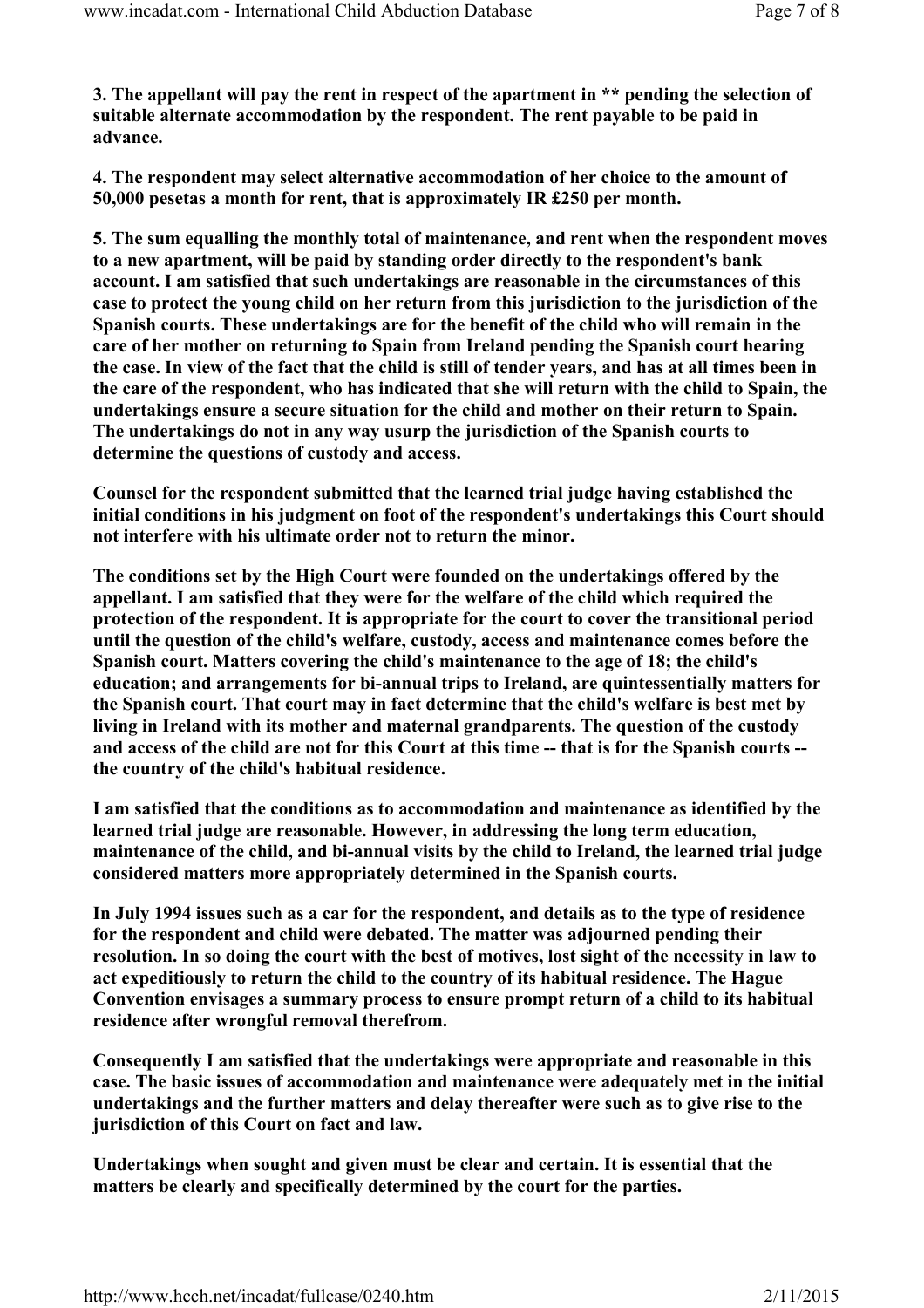**3. The appellant will pay the rent in respect of the apartment in ** pending the selection of suitable alternate accommodation by the respondent. The rent payable to be paid in advance.**

**4. The respondent may select alternative accommodation of her choice to the amount of 50,000 pesetas a month for rent, that is approximately IR £250 per month.**

**5. The sum equalling the monthly total of maintenance, and rent when the respondent moves to a new apartment, will be paid by standing order directly to the respondent's bank account. I am satisfied that such undertakings are reasonable in the circumstances of this case to protect the young child on her return from this jurisdiction to the jurisdiction of the Spanish courts. These undertakings are for the benefit of the child who will remain in the care of her mother on returning to Spain from Ireland pending the Spanish court hearing the case. In view of the fact that the child is still of tender years, and has at all times been in the care of the respondent, who has indicated that she will return with the child to Spain, the undertakings ensure a secure situation for the child and mother on their return to Spain. The undertakings do not in any way usurp the jurisdiction of the Spanish courts to determine the questions of custody and access.**

**Counsel for the respondent submitted that the learned trial judge having established the initial conditions in his judgment on foot of the respondent's undertakings this Court should not interfere with his ultimate order not to return the minor.**

**The conditions set by the High Court were founded on the undertakings offered by the appellant. I am satisfied that they were for the welfare of the child which required the protection of the respondent. It is appropriate for the court to cover the transitional period until the question of the child's welfare, custody, access and maintenance comes before the Spanish court. Matters covering the child's maintenance to the age of 18; the child's education; and arrangements for bi-annual trips to Ireland, are quintessentially matters for the Spanish court. That court may in fact determine that the child's welfare is best met by living in Ireland with its mother and maternal grandparents. The question of the custody and access of the child are not for this Court at this time -- that is for the Spanish courts -- the country of the child's habitual residence.**

**I am satisfied that the conditions as to accommodation and maintenance as identified by the learned trial judge are reasonable. However, in addressing the long term education, maintenance of the child, and bi-annual visits by the child to Ireland, the learned trial judge considered matters more appropriately determined in the Spanish courts.**

**In July 1994 issues such as a car for the respondent, and details as to the type of residence for the respondent and child were debated. The matter was adjourned pending their resolution. In so doing the court with the best of motives, lost sight of the necessity in law to act expeditiously to return the child to the country of its habitual residence. The Hague Convention envisages a summary process to ensure prompt return of a child to its habitual residence after wrongful removal therefrom.**

**Consequently I am satisfied that the undertakings were appropriate and reasonable in this case. The basic issues of accommodation and maintenance were adequately met in the initial undertakings and the further matters and delay thereafter were such as to give rise to the jurisdiction of this Court on fact and law.**

**Undertakings when sought and given must be clear and certain. It is essential that the matters be clearly and specifically determined by the court for the parties.**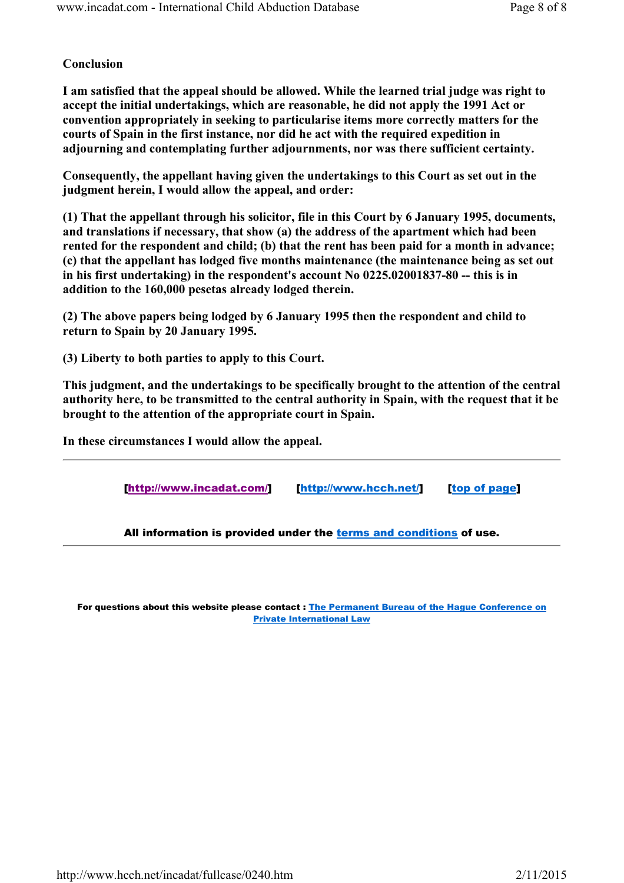**Conclusion**

**I am satisfied that the appeal should be allowed. While the learned trial judge was right to accept the initial undertakings, which are reasonable, he did not apply the 1991 Act or convention appropriately in seeking to particularise items more correctly matters for the courts of Spain in the first instance, nor did he act with the required expedition in adjourning and contemplating further adjournments, nor was there sufficient certainty.**

**Consequently, the appellant having given the undertakings to this Court as set out in the judgment herein, I would allow the appeal, and order:**

**(1) That the appellant through his solicitor, file in this Court by 6 January 1995, documents, and translations if necessary, that show (a) the address of the apartment which had been rented for the respondent and child; (b) that the rent has been paid for a month in advance; (c) that the appellant has lodged five months maintenance (the maintenance being as set out in his first undertaking) in the respondent's account No 0225.02001837-80 -- this is in addition to the 160,000 pesetas already lodged therein.**

**(2) The above papers being lodged by 6 January 1995 then the respondent and child to return to Spain by 20 January 1995.**

**(3) Liberty to both parties to apply to this Court.**

**This judgment, and the undertakings to be specifically brought to the attention of the central authority here, to be transmitted to the central authority in Spain, with the request that it be brought to the attention of the appropriate court in Spain.**

**In these circumstances I would allow the appeal.**

---

**[http://www.incadat.com/] [http://www.hcch.net/] [top of page]**

**All information is provided under the terms and conditions of use.**

---

**For questions about this website please contact : The Permanent Bureau of the Hague Conference on Private International Law**